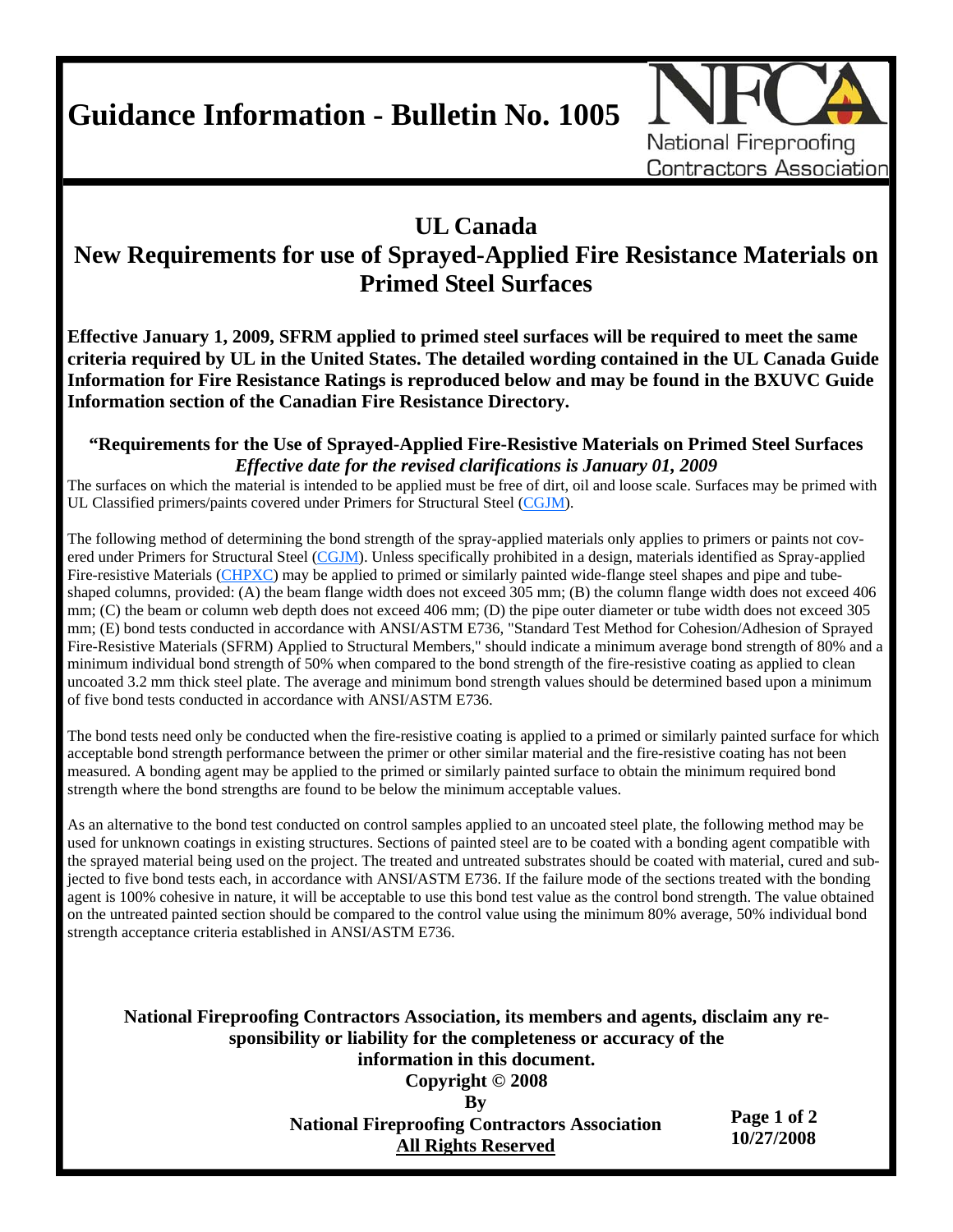# Guidance Information - Bulletin No. 1005

National Fireproofing Contractors Association

## UL Canada
## New Requirements for use of Sprayed-Applied Fire Resistance Materials on Primed Steel Surfaces

**Effective January 1, 2009, SFRM applied to primed steel surfaces will be required to meet the same criteria required by UL in the United States. The detailed wording contained in the UL Canada Guide Information for Fire Resistance Ratings is reproduced below and may be found in the BXUVC Guide Information section of the Canadian Fire Resistance Directory.**

### "Requirements for the Use of Sprayed-Applied Fire-Resistive Materials on Primed Steel Surfaces
***Effective date for the revised clarifications is January 01, 2009***

The surfaces on which the material is intended to be applied must be free of dirt, oil and loose scale. Surfaces may be primed with UL Classified primers/paints covered under Primers for Structural Steel (CGJM).

The following method of determining the bond strength of the spray-applied materials only applies to primers or paints not covered under Primers for Structural Steel (CGJM). Unless specifically prohibited in a design, materials identified as Spray-applied Fire-resistive Materials (CHPXC) may be applied to primed or similarly painted wide-flange steel shapes and pipe and tube-shaped columns, provided: (A) the beam flange width does not exceed 305 mm; (B) the column flange width does not exceed 406 mm; (C) the beam or column web depth does not exceed 406 mm; (D) the pipe outer diameter or tube width does not exceed 305 mm; (E) bond tests conducted in accordance with ANSI/ASTM E736, "Standard Test Method for Cohesion/Adhesion of Sprayed Fire-Resistive Materials (SFRM) Applied to Structural Members," should indicate a minimum average bond strength of 80% and a minimum individual bond strength of 50% when compared to the bond strength of the fire-resistive coating as applied to clean uncoated 3.2 mm thick steel plate. The average and minimum bond strength values should be determined based upon a minimum of five bond tests conducted in accordance with ANSI/ASTM E736.

The bond tests need only be conducted when the fire-resistive coating is applied to a primed or similarly painted surface for which acceptable bond strength performance between the primer or other similar material and the fire-resistive coating has not been measured. A bonding agent may be applied to the primed or similarly painted surface to obtain the minimum required bond strength where the bond strengths are found to be below the minimum acceptable values.

As an alternative to the bond test conducted on control samples applied to an uncoated steel plate, the following method may be used for unknown coatings in existing structures. Sections of painted steel are to be coated with a bonding agent compatible with the sprayed material being used on the project. The treated and untreated substrates should be coated with material, cured and subjected to five bond tests each, in accordance with ANSI/ASTM E736. If the failure mode of the sections treated with the bonding agent is 100% cohesive in nature, it will be acceptable to use this bond test value as the control bond strength. The value obtained on the untreated painted section should be compared to the control value using the minimum 80% average, 50% individual bond strength acceptance criteria established in ANSI/ASTM E736.

**National Fireproofing Contractors Association, its members and agents, disclaim any responsibility or liability for the completeness or accuracy of the information in this document.**
**Copyright © 2008**
**By**
**National Fireproofing Contractors Association**
**All Rights Reserved**

**10/27/2008**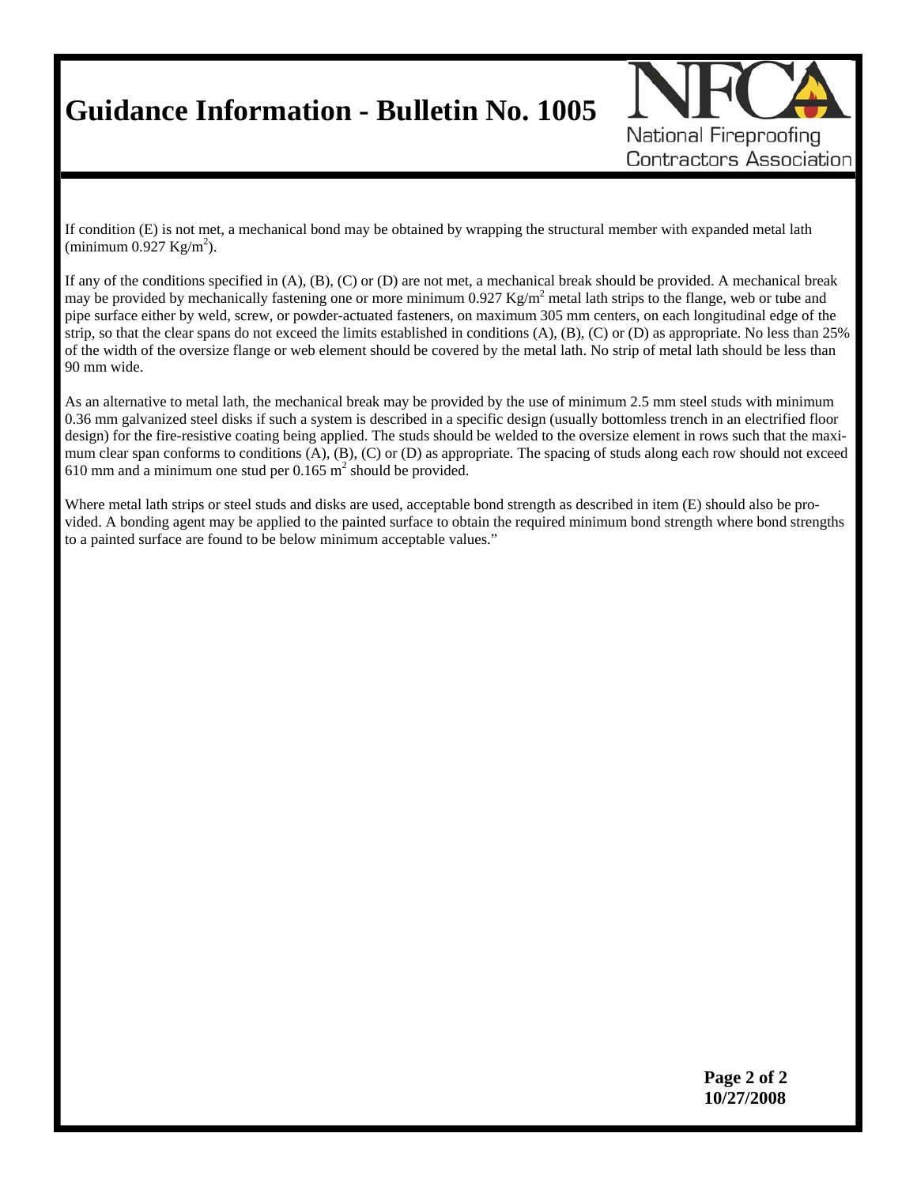If condition (E) is not met, a mechanical bond may be obtained by wrapping the structural member with expanded metal lath (minimum 0.927 Kg/$m^2$).

If any of the conditions specified in (A), (B), (C) or (D) are not met, a mechanical break should be provided. A mechanical break may be provided by mechanically fastening one or more minimum 0.927 Kg/$m^2$ metal lath strips to the flange, web or tube and pipe surface either by weld, screw, or powder-actuated fasteners, on maximum 305 mm centers, on each longitudinal edge of the strip, so that the clear spans do not exceed the limits established in conditions (A), (B), (C) or (D) as appropriate. No less than 25% of the width of the oversize flange or web element should be covered by the metal lath. No strip of metal lath should be less than 90 mm wide.

As an alternative to metal lath, the mechanical break may be provided by the use of minimum 2.5 mm steel studs with minimum 0.36 mm galvanized steel disks if such a system is described in a specific design (usually bottomless trench in an electrified floor design) for the fire-resistive coating being applied. The studs should be welded to the oversize element in rows such that the maximum clear span conforms to conditions (A), (B), (C) or (D) as appropriate. The spacing of studs along each row should not exceed 610 mm and a minimum one stud per 0.165 $m^2$ should be provided.

Where metal lath strips or steel studs and disks are used, acceptable bond strength as described in item (E) should also be provided. A bonding agent may be applied to the painted surface to obtain the required minimum bond strength where bond strengths to a painted surface are found to be below minimum acceptable values."